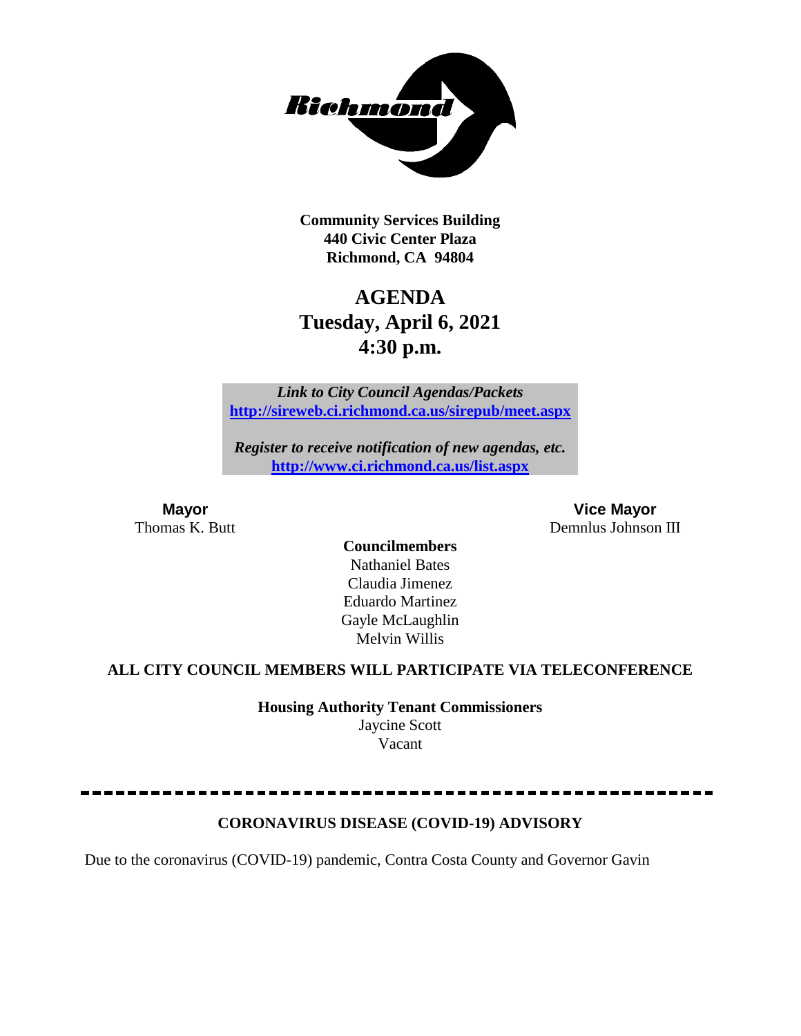**Community Services Building**
**440 Civic Center Plaza**
**Richmond, CA 94804**

# AGENDA
## Tuesday, April 6, 2021
## 4:30 p.m.

***Link to City Council Agendas/Packets***
**[http://sireweb.ci.richmond.ca.us/sirepub/meet.aspx](http://sireweb.ci.richmond.ca.us/sirepub/meet.aspx)**

***Register to receive notification of new agendas, etc.***
**[http://www.ci.richmond.ca.us/list.aspx](http://www.ci.richmond.ca.us/list.aspx)**

**Mayor**
Thomas K. Butt

**Vice Mayor**
Demnlus Johnson III

**Councilmembers**
Nathaniel Bates
Claudia Jimenez
Eduardo Martinez
Gayle McLaughlin
Melvin Willis

**ALL CITY COUNCIL MEMBERS WILL PARTICIPATE VIA TELECONFERENCE**

**Housing Authority Tenant Commissioners**
Jaycine Scott
Vacant

---

**CORONAVIRUS DISEASE (COVID-19) ADVISORY**

Due to the coronavirus (COVID-19) pandemic, Contra Costa County and Governor Gavin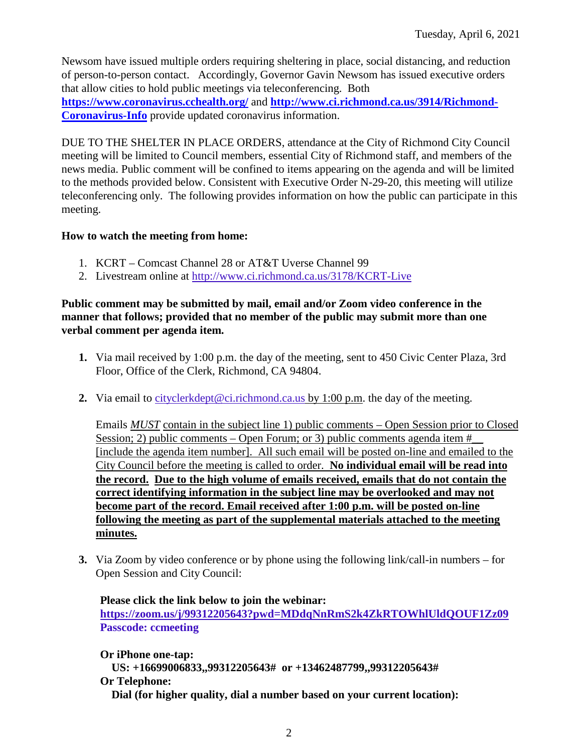Newsom have issued multiple orders requiring sheltering in place, social distancing, and reduction of person-to-person contact. Accordingly, Governor Gavin Newsom has issued executive orders that allow cities to hold public meetings via teleconferencing. Both **https://www.coronavirus.cchealth.org/** and **http://www.ci.richmond.ca.us/3914/Richmond-Coronavirus-Info** provide updated coronavirus information.

DUE TO THE SHELTER IN PLACE ORDERS, attendance at the City of Richmond City Council meeting will be limited to Council members, essential City of Richmond staff, and members of the news media. Public comment will be confined to items appearing on the agenda and will be limited to the methods provided below. Consistent with Executive Order N-29-20, this meeting will utilize teleconferencing only. The following provides information on how the public can participate in this meeting.

**How to watch the meeting from home:**

1. KCRT – Comcast Channel 28 or AT&T Uverse Channel 99
2. Livestream online at http://www.ci.richmond.ca.us/3178/KCRT-Live

**Public comment may be submitted by mail, email and/or Zoom video conference in the manner that follows; provided that no member of the public may submit more than one verbal comment per agenda item.**

1. Via mail received by 1:00 p.m. the day of the meeting, sent to 450 Civic Center Plaza, 3rd Floor, Office of the Clerk, Richmond, CA 94804.

2. Via email to cityclerkdept@ci.richmond.ca.us by 1:00 p.m. the day of the meeting.

   Emails *MUST* contain in the subject line 1) public comments – Open Session prior to Closed Session; 2) public comments – Open Forum; or 3) public comments agenda item #__ [include the agenda item number]. All such email will be posted on-line and emailed to the City Council before the meeting is called to order. **No individual email will be read into the record. Due to the high volume of emails received, emails that do not contain the correct identifying information in the subject line may be overlooked and may not become part of the record. Email received after 1:00 p.m. will be posted on-line following the meeting as part of the supplemental materials attached to the meeting minutes.**

3. Via Zoom by video conference or by phone using the following link/call-in numbers – for Open Session and City Council:

   **Please click the link below to join the webinar:**
   **https://zoom.us/j/99312205643?pwd=MDdqNnRmS2k4ZkRTOWhlUldQOUF1Zz09**
   **Passcode: ccmeeting**

   **Or iPhone one-tap:**
   **US: +16699006833,,99312205643# or +13462487799,,99312205643#**
   **Or Telephone:**
   **Dial (for higher quality, dial a number based on your current location):**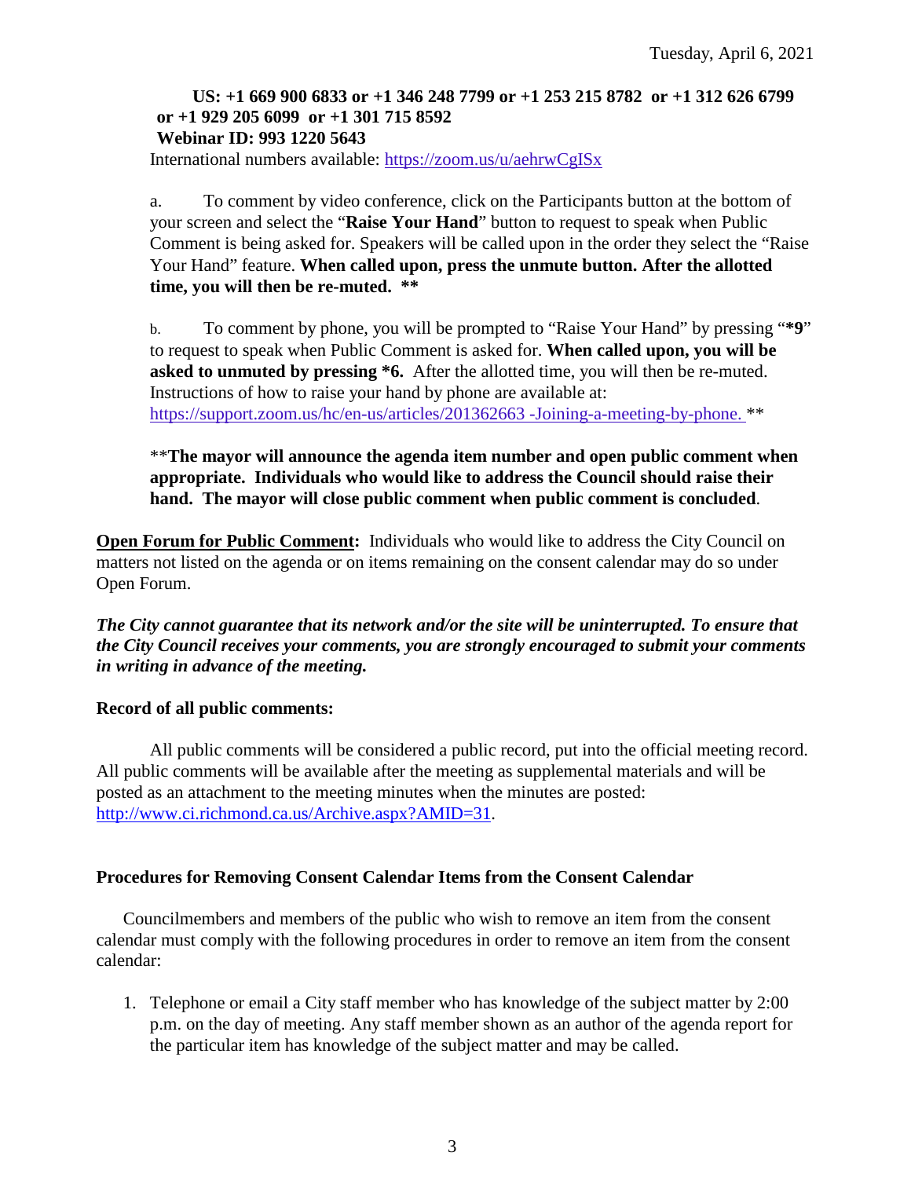**US: +1 669 900 6833 or +1 346 248 7799 or +1 253 215 8782 or +1 312 626 6799 or +1 929 205 6099 or +1 301 715 8592**
**Webinar ID: 993 1220 5643**

International numbers available: https://zoom.us/u/aehrwCgISx

a. To comment by video conference, click on the Participants button at the bottom of your screen and select the "**Raise Your Hand**" button to request to speak when Public Comment is being asked for. Speakers will be called upon in the order they select the "Raise Your Hand" feature. **When called upon, press the unmute button. After the allotted time, you will then be re-muted. \*\***

b. To comment by phone, you will be prompted to "Raise Your Hand" by pressing "**\*9**" to request to speak when Public Comment is asked for. **When called upon, you will be asked to unmuted by pressing \*6.** After the allotted time, you will then be re-muted. Instructions of how to raise your hand by phone are available at: https://support.zoom.us/hc/en-us/articles/201362663 -Joining-a-meeting-by-phone. \*\*

\*\***The mayor will announce the agenda item number and open public comment when appropriate. Individuals who would like to address the Council should raise their hand. The mayor will close public comment when public comment is concluded**.

**Open Forum for Public Comment:** Individuals who would like to address the City Council on matters not listed on the agenda or on items remaining on the consent calendar may do so under Open Forum.

***The City cannot guarantee that its network and/or the site will be uninterrupted. To ensure that the City Council receives your comments, you are strongly encouraged to submit your comments in writing in advance of the meeting.***

**Record of all public comments:**

All public comments will be considered a public record, put into the official meeting record. All public comments will be available after the meeting as supplemental materials and will be posted as an attachment to the meeting minutes when the minutes are posted: http://www.ci.richmond.ca.us/Archive.aspx?AMID=31.

**Procedures for Removing Consent Calendar Items from the Consent Calendar**

Councilmembers and members of the public who wish to remove an item from the consent calendar must comply with the following procedures in order to remove an item from the consent calendar:

1. Telephone or email a City staff member who has knowledge of the subject matter by 2:00 p.m. on the day of meeting. Any staff member shown as an author of the agenda report for the particular item has knowledge of the subject matter and may be called.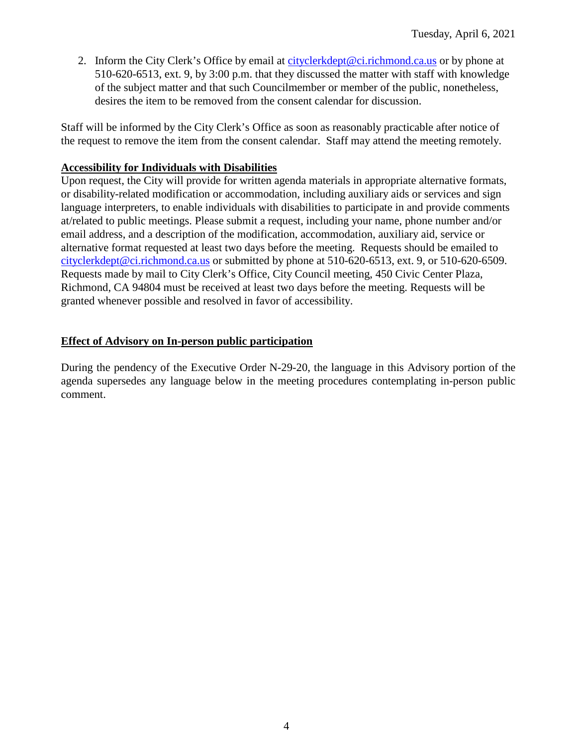2. Inform the City Clerk's Office by email at cityclerkdept@ci.richmond.ca.us or by phone at 510-620-6513, ext. 9, by 3:00 p.m. that they discussed the matter with staff with knowledge of the subject matter and that such Councilmember or member of the public, nonetheless, desires the item to be removed from the consent calendar for discussion.

Staff will be informed by the City Clerk's Office as soon as reasonably practicable after notice of the request to remove the item from the consent calendar. Staff may attend the meeting remotely.

**Accessibility for Individuals with Disabilities**

Upon request, the City will provide for written agenda materials in appropriate alternative formats, or disability-related modification or accommodation, including auxiliary aids or services and sign language interpreters, to enable individuals with disabilities to participate in and provide comments at/related to public meetings. Please submit a request, including your name, phone number and/or email address, and a description of the modification, accommodation, auxiliary aid, service or alternative format requested at least two days before the meeting. Requests should be emailed to cityclerkdept@ci.richmond.ca.us or submitted by phone at 510-620-6513, ext. 9, or 510-620-6509. Requests made by mail to City Clerk's Office, City Council meeting, 450 Civic Center Plaza, Richmond, CA 94804 must be received at least two days before the meeting. Requests will be granted whenever possible and resolved in favor of accessibility.

**Effect of Advisory on In-person public participation**

During the pendency of the Executive Order N-29-20, the language in this Advisory portion of the agenda supersedes any language below in the meeting procedures contemplating in-person public comment.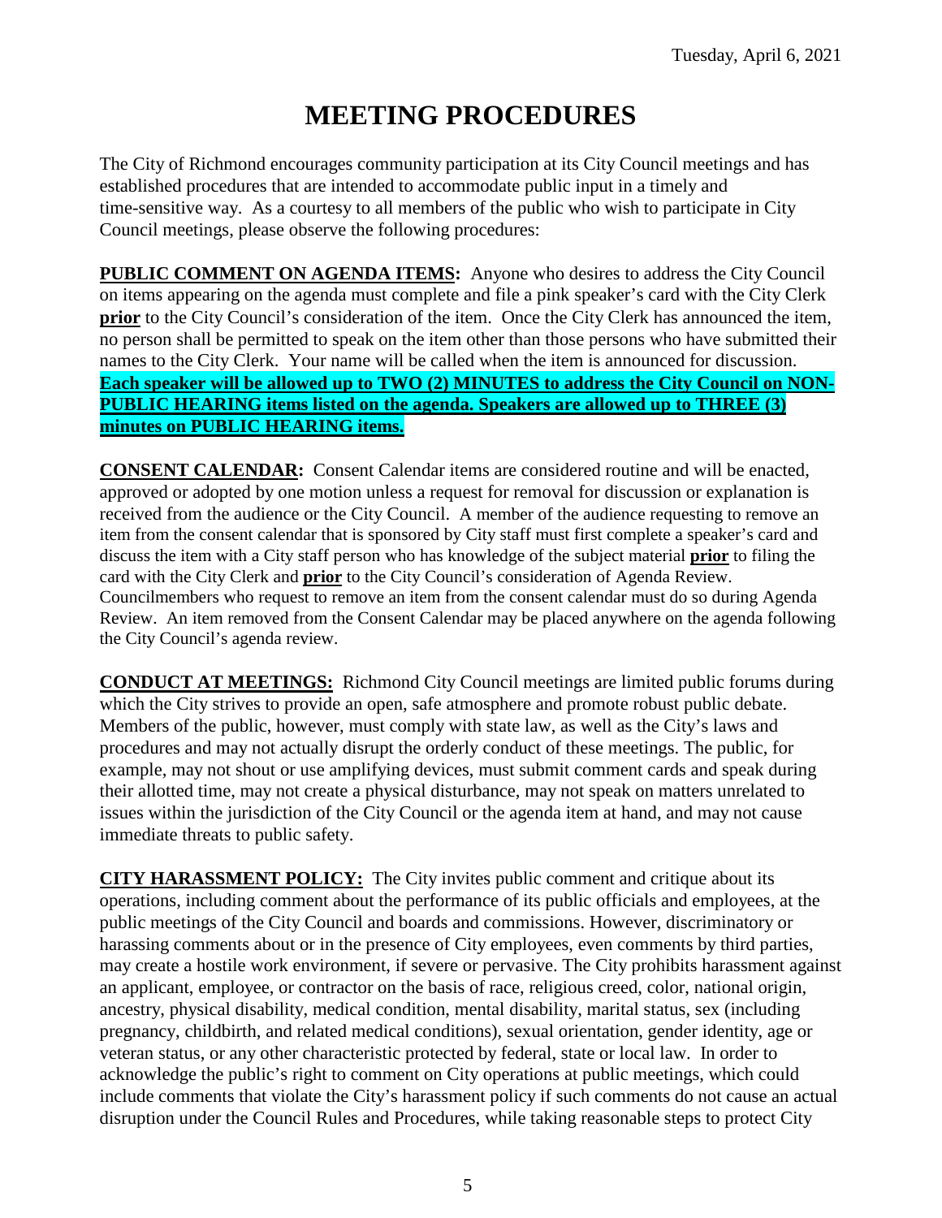Tuesday, April 6, 2021

# MEETING PROCEDURES

The City of Richmond encourages community participation at its City Council meetings and has established procedures that are intended to accommodate public input in a timely and time-sensitive way. As a courtesy to all members of the public who wish to participate in City Council meetings, please observe the following procedures:

**PUBLIC COMMENT ON AGENDA ITEMS:** Anyone who desires to address the City Council on items appearing on the agenda must complete and file a pink speaker's card with the City Clerk **prior** to the City Council's consideration of the item. Once the City Clerk has announced the item, no person shall be permitted to speak on the item other than those persons who have submitted their names to the City Clerk. Your name will be called when the item is announced for discussion. **Each speaker will be allowed up to TWO (2) MINUTES to address the City Council on NON-PUBLIC HEARING items listed on the agenda. Speakers are allowed up to THREE (3) minutes on PUBLIC HEARING items.**

**CONSENT CALENDAR:** Consent Calendar items are considered routine and will be enacted, approved or adopted by one motion unless a request for removal for discussion or explanation is received from the audience or the City Council. A member of the audience requesting to remove an item from the consent calendar that is sponsored by City staff must first complete a speaker's card and discuss the item with a City staff person who has knowledge of the subject material **prior** to filing the card with the City Clerk and **prior** to the City Council's consideration of Agenda Review. Councilmembers who request to remove an item from the consent calendar must do so during Agenda Review. An item removed from the Consent Calendar may be placed anywhere on the agenda following the City Council's agenda review.

**CONDUCT AT MEETINGS:** Richmond City Council meetings are limited public forums during which the City strives to provide an open, safe atmosphere and promote robust public debate. Members of the public, however, must comply with state law, as well as the City's laws and procedures and may not actually disrupt the orderly conduct of these meetings. The public, for example, may not shout or use amplifying devices, must submit comment cards and speak during their allotted time, may not create a physical disturbance, may not speak on matters unrelated to issues within the jurisdiction of the City Council or the agenda item at hand, and may not cause immediate threats to public safety.

**CITY HARASSMENT POLICY:** The City invites public comment and critique about its operations, including comment about the performance of its public officials and employees, at the public meetings of the City Council and boards and commissions. However, discriminatory or harassing comments about or in the presence of City employees, even comments by third parties, may create a hostile work environment, if severe or pervasive. The City prohibits harassment against an applicant, employee, or contractor on the basis of race, religious creed, color, national origin, ancestry, physical disability, medical condition, mental disability, marital status, sex (including pregnancy, childbirth, and related medical conditions), sexual orientation, gender identity, age or veteran status, or any other characteristic protected by federal, state or local law. In order to acknowledge the public's right to comment on City operations at public meetings, which could include comments that violate the City's harassment policy if such comments do not cause an actual disruption under the Council Rules and Procedures, while taking reasonable steps to protect City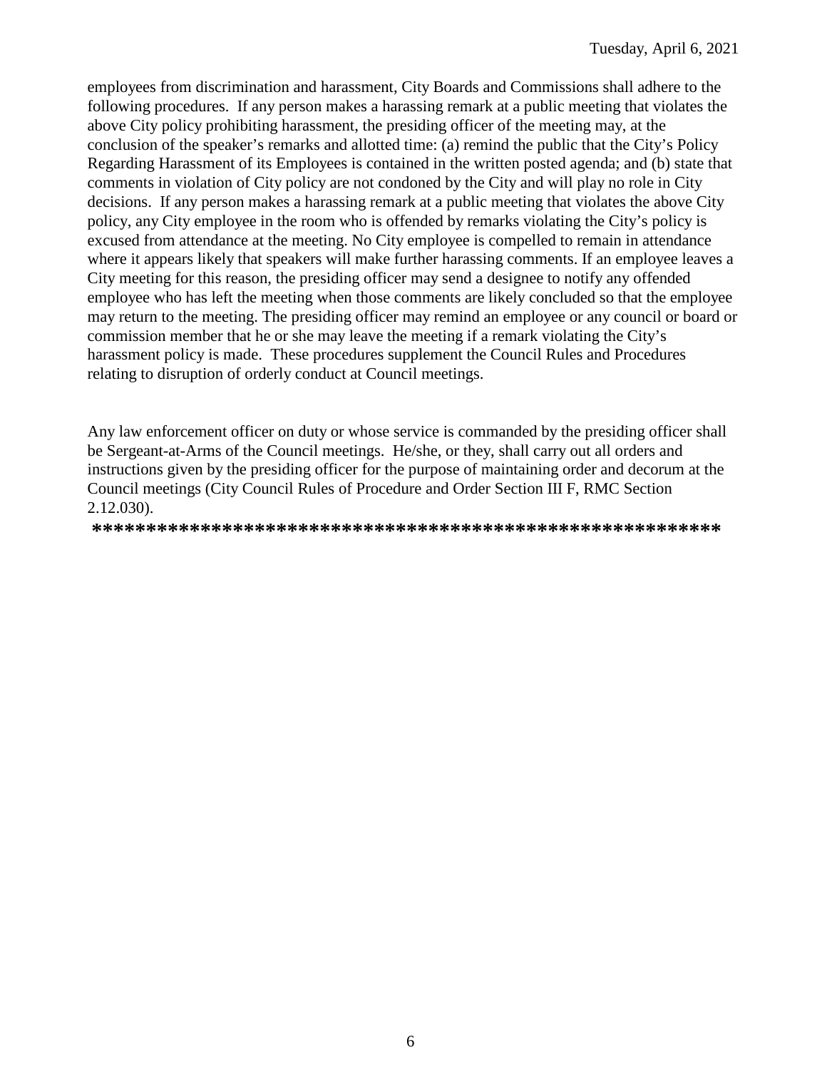employees from discrimination and harassment, City Boards and Commissions shall adhere to the following procedures. If any person makes a harassing remark at a public meeting that violates the above City policy prohibiting harassment, the presiding officer of the meeting may, at the conclusion of the speaker's remarks and allotted time: (a) remind the public that the City's Policy Regarding Harassment of its Employees is contained in the written posted agenda; and (b) state that comments in violation of City policy are not condoned by the City and will play no role in City decisions. If any person makes a harassing remark at a public meeting that violates the above City policy, any City employee in the room who is offended by remarks violating the City's policy is excused from attendance at the meeting. No City employee is compelled to remain in attendance where it appears likely that speakers will make further harassing comments. If an employee leaves a City meeting for this reason, the presiding officer may send a designee to notify any offended employee who has left the meeting when those comments are likely concluded so that the employee may return to the meeting. The presiding officer may remind an employee or any council or board or commission member that he or she may leave the meeting if a remark violating the City's harassment policy is made. These procedures supplement the Council Rules and Procedures relating to disruption of orderly conduct at Council meetings.

Any law enforcement officer on duty or whose service is commanded by the presiding officer shall be Sergeant-at-Arms of the Council meetings. He/she, or they, shall carry out all orders and instructions given by the presiding officer for the purpose of maintaining order and decorum at the Council meetings (City Council Rules of Procedure and Order Section III F, RMC Section 2.12.030).

**********************************************************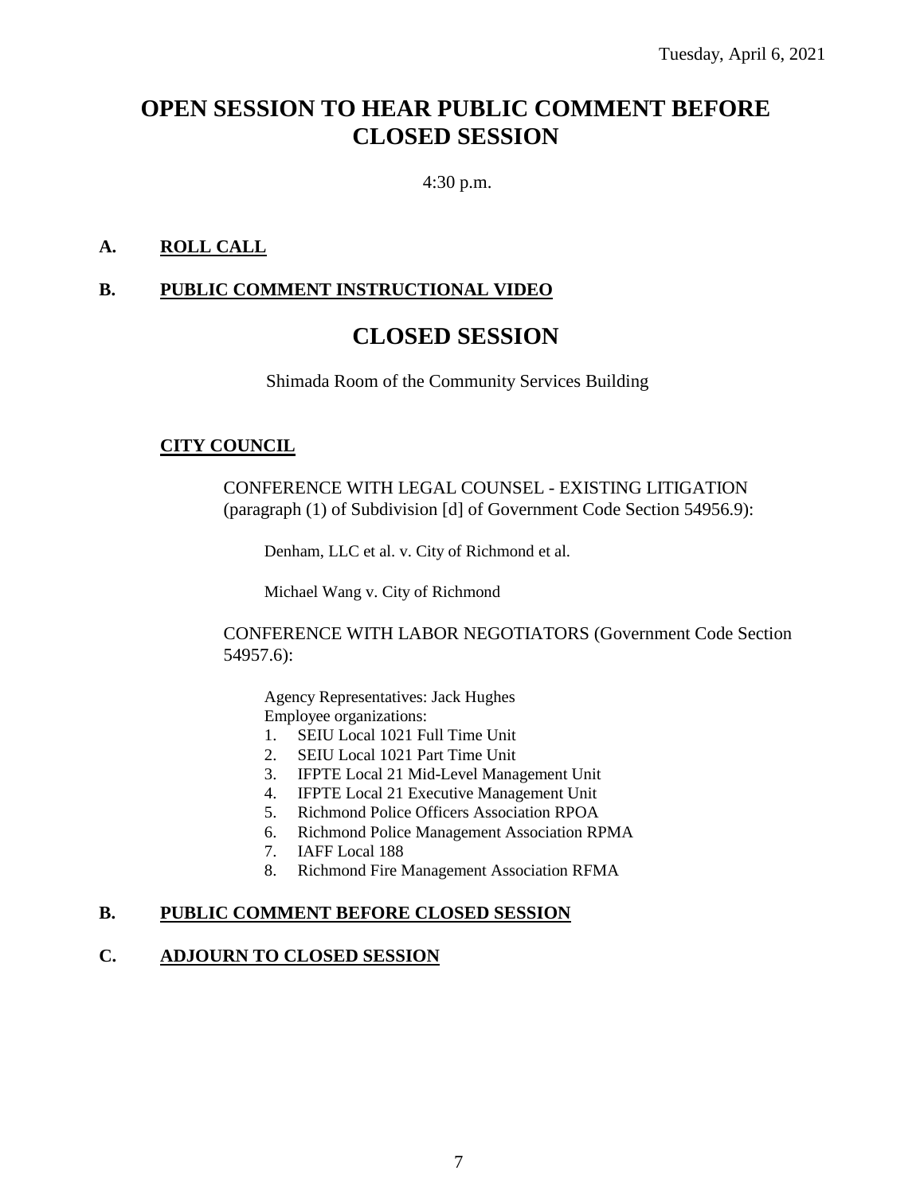Tuesday, April 6, 2021

# OPEN SESSION TO HEAR PUBLIC COMMENT BEFORE CLOSED SESSION

4:30 p.m.

## A. ROLL CALL

## B. PUBLIC COMMENT INSTRUCTIONAL VIDEO

# CLOSED SESSION

Shimada Room of the Community Services Building

### CITY COUNCIL

CONFERENCE WITH LEGAL COUNSEL - EXISTING LITIGATION (paragraph (1) of Subdivision [d] of Government Code Section 54956.9):

Denham, LLC et al. v. City of Richmond et al.

Michael Wang v. City of Richmond

CONFERENCE WITH LABOR NEGOTIATORS (Government Code Section 54957.6):

Agency Representatives: Jack Hughes
Employee organizations:

1. SEIU Local 1021 Full Time Unit
2. SEIU Local 1021 Part Time Unit
3. IFPTE Local 21 Mid-Level Management Unit
4. IFPTE Local 21 Executive Management Unit
5. Richmond Police Officers Association RPOA
6. Richmond Police Management Association RPMA
7. IAFF Local 188
8. Richmond Fire Management Association RFMA

## B. PUBLIC COMMENT BEFORE CLOSED SESSION

## C. ADJOURN TO CLOSED SESSION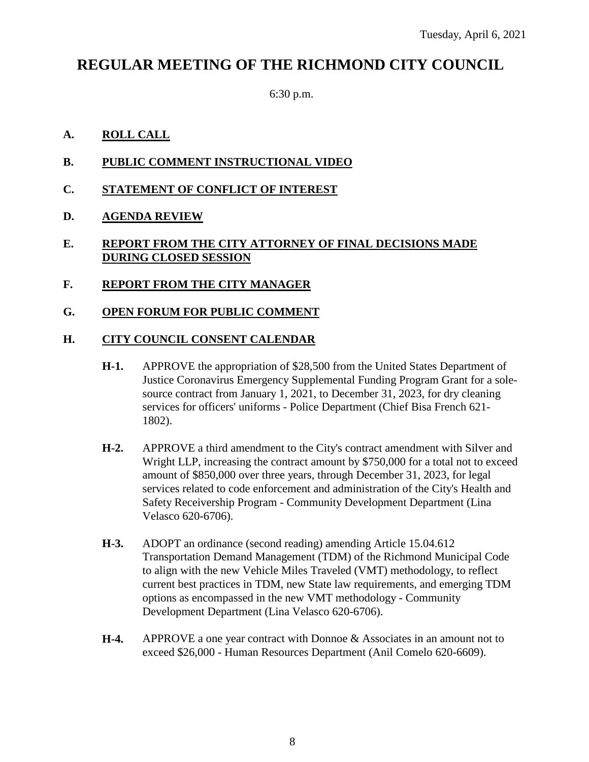Tuesday, April 6, 2021

# REGULAR MEETING OF THE RICHMOND CITY COUNCIL

6:30 p.m.

**A. ROLL CALL**

**B. PUBLIC COMMENT INSTRUCTIONAL VIDEO**

**C. STATEMENT OF CONFLICT OF INTEREST**

**D. AGENDA REVIEW**

**E. REPORT FROM THE CITY ATTORNEY OF FINAL DECISIONS MADE DURING CLOSED SESSION**

**F. REPORT FROM THE CITY MANAGER**

**G. OPEN FORUM FOR PUBLIC COMMENT**

**H. CITY COUNCIL CONSENT CALENDAR**

**H-1.** APPROVE the appropriation of $28,500 from the United States Department of Justice Coronavirus Emergency Supplemental Funding Program Grant for a sole-source contract from January 1, 2021, to December 31, 2023, for dry cleaning services for officers' uniforms - Police Department (Chief Bisa French 621-1802).

**H-2.** APPROVE a third amendment to the City's contract amendment with Silver and Wright LLP, increasing the contract amount by $750,000 for a total not to exceed amount of $850,000 over three years, through December 31, 2023, for legal services related to code enforcement and administration of the City's Health and Safety Receivership Program - Community Development Department (Lina Velasco 620-6706).

**H-3.** ADOPT an ordinance (second reading) amending Article 15.04.612 Transportation Demand Management (TDM) of the Richmond Municipal Code to align with the new Vehicle Miles Traveled (VMT) methodology, to reflect current best practices in TDM, new State law requirements, and emerging TDM options as encompassed in the new VMT methodology - Community Development Department (Lina Velasco 620-6706).

**H-4.** APPROVE a one year contract with Donnoe & Associates in an amount not to exceed $26,000 - Human Resources Department (Anil Comelo 620-6609).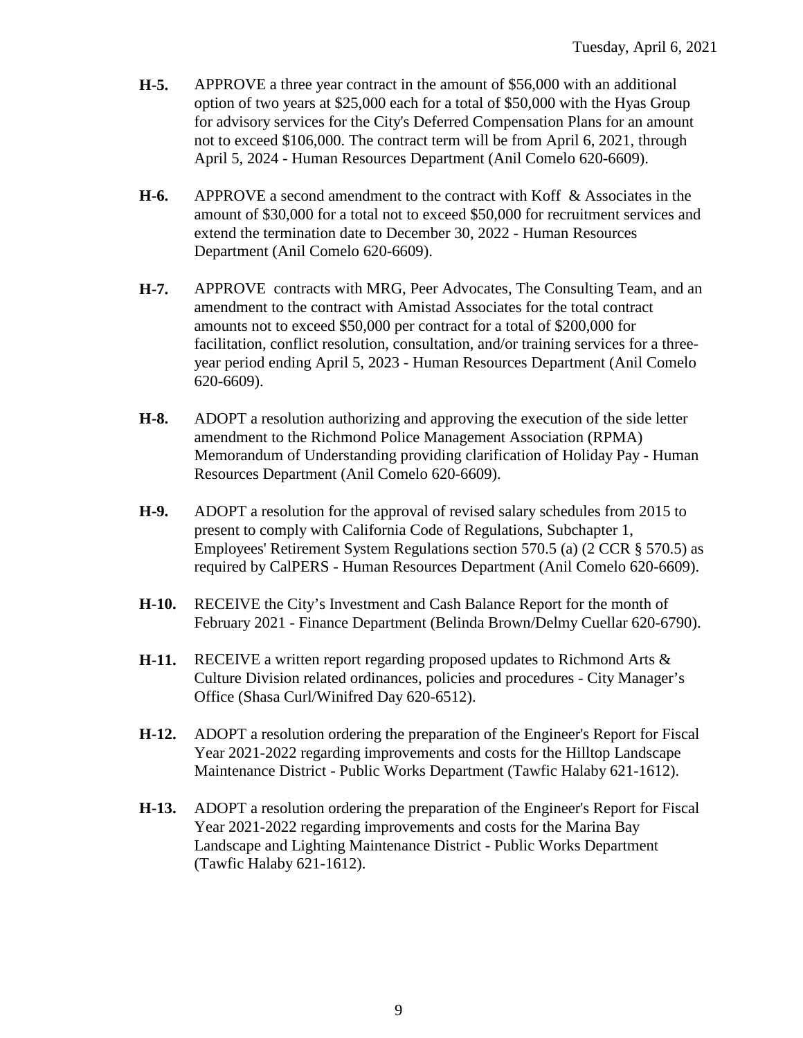**H-5.** APPROVE a three year contract in the amount of $56,000 with an additional option of two years at $25,000 each for a total of $50,000 with the Hyas Group for advisory services for the City's Deferred Compensation Plans for an amount not to exceed $106,000. The contract term will be from April 6, 2021, through April 5, 2024 - Human Resources Department (Anil Comelo 620-6609).

**H-6.** APPROVE a second amendment to the contract with Koff & Associates in the amount of $30,000 for a total not to exceed $50,000 for recruitment services and extend the termination date to December 30, 2022 - Human Resources Department (Anil Comelo 620-6609).

**H-7.** APPROVE contracts with MRG, Peer Advocates, The Consulting Team, and an amendment to the contract with Amistad Associates for the total contract amounts not to exceed $50,000 per contract for a total of $200,000 for facilitation, conflict resolution, consultation, and/or training services for a three-year period ending April 5, 2023 - Human Resources Department (Anil Comelo 620-6609).

**H-8.** ADOPT a resolution authorizing and approving the execution of the side letter amendment to the Richmond Police Management Association (RPMA) Memorandum of Understanding providing clarification of Holiday Pay - Human Resources Department (Anil Comelo 620-6609).

**H-9.** ADOPT a resolution for the approval of revised salary schedules from 2015 to present to comply with California Code of Regulations, Subchapter 1, Employees' Retirement System Regulations section 570.5 (a) (2 CCR § 570.5) as required by CalPERS - Human Resources Department (Anil Comelo 620-6609).

**H-10.** RECEIVE the City's Investment and Cash Balance Report for the month of February 2021 - Finance Department (Belinda Brown/Delmy Cuellar 620-6790).

**H-11.** RECEIVE a written report regarding proposed updates to Richmond Arts & Culture Division related ordinances, policies and procedures - City Manager's Office (Shasa Curl/Winifred Day 620-6512).

**H-12.** ADOPT a resolution ordering the preparation of the Engineer's Report for Fiscal Year 2021-2022 regarding improvements and costs for the Hilltop Landscape Maintenance District - Public Works Department (Tawfic Halaby 621-1612).

**H-13.** ADOPT a resolution ordering the preparation of the Engineer's Report for Fiscal Year 2021-2022 regarding improvements and costs for the Marina Bay Landscape and Lighting Maintenance District - Public Works Department (Tawfic Halaby 621-1612).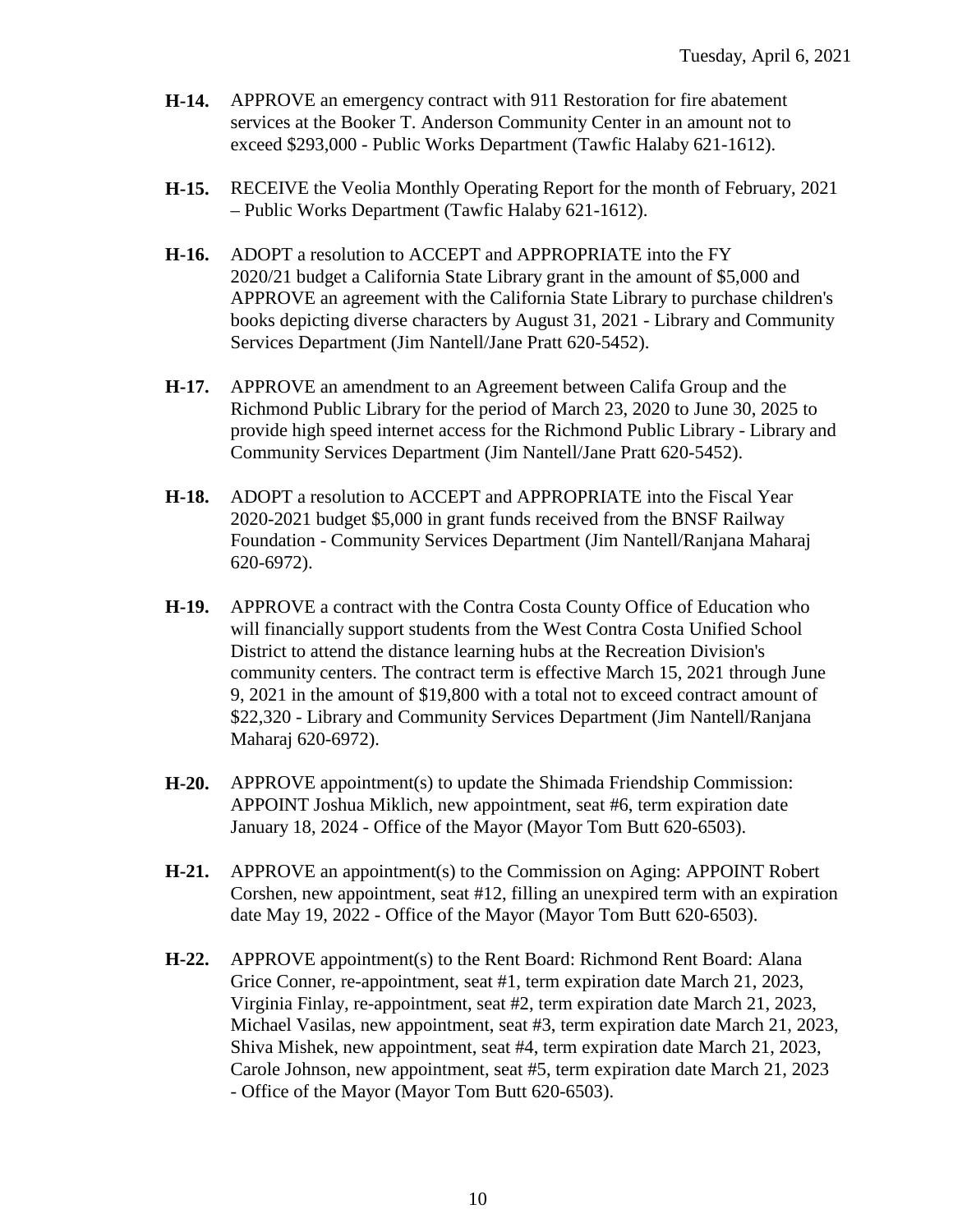**H-14.** APPROVE an emergency contract with 911 Restoration for fire abatement services at the Booker T. Anderson Community Center in an amount not to exceed $293,000 - Public Works Department (Tawfic Halaby 621-1612).

**H-15.** RECEIVE the Veolia Monthly Operating Report for the month of February, 2021 – Public Works Department (Tawfic Halaby 621-1612).

**H-16.** ADOPT a resolution to ACCEPT and APPROPRIATE into the FY 2020/21 budget a California State Library grant in the amount of $5,000 and APPROVE an agreement with the California State Library to purchase children's books depicting diverse characters by August 31, 2021 - Library and Community Services Department (Jim Nantell/Jane Pratt 620-5452).

**H-17.** APPROVE an amendment to an Agreement between Califa Group and the Richmond Public Library for the period of March 23, 2020 to June 30, 2025 to provide high speed internet access for the Richmond Public Library - Library and Community Services Department (Jim Nantell/Jane Pratt 620-5452).

**H-18.** ADOPT a resolution to ACCEPT and APPROPRIATE into the Fiscal Year 2020-2021 budget $5,000 in grant funds received from the BNSF Railway Foundation - Community Services Department (Jim Nantell/Ranjana Maharaj 620-6972).

**H-19.** APPROVE a contract with the Contra Costa County Office of Education who will financially support students from the West Contra Costa Unified School District to attend the distance learning hubs at the Recreation Division's community centers. The contract term is effective March 15, 2021 through June 9, 2021 in the amount of $19,800 with a total not to exceed contract amount of $22,320 - Library and Community Services Department (Jim Nantell/Ranjana Maharaj 620-6972).

**H-20.** APPROVE appointment(s) to update the Shimada Friendship Commission: APPOINT Joshua Miklich, new appointment, seat #6, term expiration date January 18, 2024 - Office of the Mayor (Mayor Tom Butt 620-6503).

**H-21.** APPROVE an appointment(s) to the Commission on Aging: APPOINT Robert Corshen, new appointment, seat #12, filling an unexpired term with an expiration date May 19, 2022 - Office of the Mayor (Mayor Tom Butt 620-6503).

**H-22.** APPROVE appointment(s) to the Rent Board: Richmond Rent Board: Alana Grice Conner, re-appointment, seat #1, term expiration date March 21, 2023, Virginia Finlay, re-appointment, seat #2, term expiration date March 21, 2023, Michael Vasilas, new appointment, seat #3, term expiration date March 21, 2023, Shiva Mishek, new appointment, seat #4, term expiration date March 21, 2023, Carole Johnson, new appointment, seat #5, term expiration date March 21, 2023 - Office of the Mayor (Mayor Tom Butt 620-6503).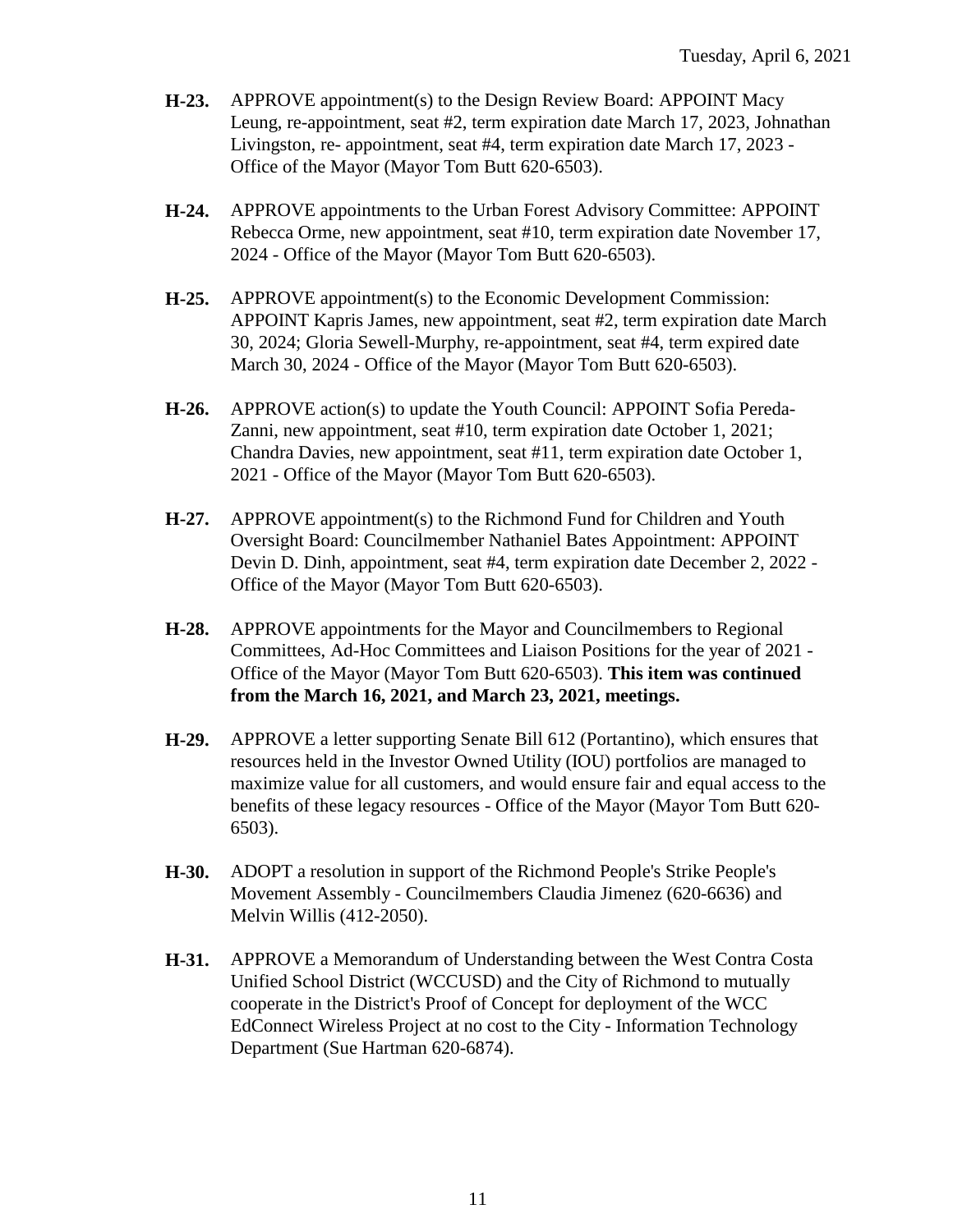**H-23.** APPROVE appointment(s) to the Design Review Board: APPOINT Macy Leung, re-appointment, seat #2, term expiration date March 17, 2023, Johnathan Livingston, re- appointment, seat #4, term expiration date March 17, 2023 - Office of the Mayor (Mayor Tom Butt 620-6503).

**H-24.** APPROVE appointments to the Urban Forest Advisory Committee: APPOINT Rebecca Orme, new appointment, seat #10, term expiration date November 17, 2024 - Office of the Mayor (Mayor Tom Butt 620-6503).

**H-25.** APPROVE appointment(s) to the Economic Development Commission: APPOINT Kapris James, new appointment, seat #2, term expiration date March 30, 2024; Gloria Sewell-Murphy, re-appointment, seat #4, term expired date March 30, 2024 - Office of the Mayor (Mayor Tom Butt 620-6503).

**H-26.** APPROVE action(s) to update the Youth Council: APPOINT Sofia Pereda-Zanni, new appointment, seat #10, term expiration date October 1, 2021; Chandra Davies, new appointment, seat #11, term expiration date October 1, 2021 - Office of the Mayor (Mayor Tom Butt 620-6503).

**H-27.** APPROVE appointment(s) to the Richmond Fund for Children and Youth Oversight Board: Councilmember Nathaniel Bates Appointment: APPOINT Devin D. Dinh, appointment, seat #4, term expiration date December 2, 2022 - Office of the Mayor (Mayor Tom Butt 620-6503).

**H-28.** APPROVE appointments for the Mayor and Councilmembers to Regional Committees, Ad-Hoc Committees and Liaison Positions for the year of 2021 - Office of the Mayor (Mayor Tom Butt 620-6503). **This item was continued from the March 16, 2021, and March 23, 2021, meetings.**

**H-29.** APPROVE a letter supporting Senate Bill 612 (Portantino), which ensures that resources held in the Investor Owned Utility (IOU) portfolios are managed to maximize value for all customers, and would ensure fair and equal access to the benefits of these legacy resources - Office of the Mayor (Mayor Tom Butt 620-6503).

**H-30.** ADOPT a resolution in support of the Richmond People's Strike People's Movement Assembly - Councilmembers Claudia Jimenez (620-6636) and Melvin Willis (412-2050).

**H-31.** APPROVE a Memorandum of Understanding between the West Contra Costa Unified School District (WCCUSD) and the City of Richmond to mutually cooperate in the District's Proof of Concept for deployment of the WCC EdConnect Wireless Project at no cost to the City - Information Technology Department (Sue Hartman 620-6874).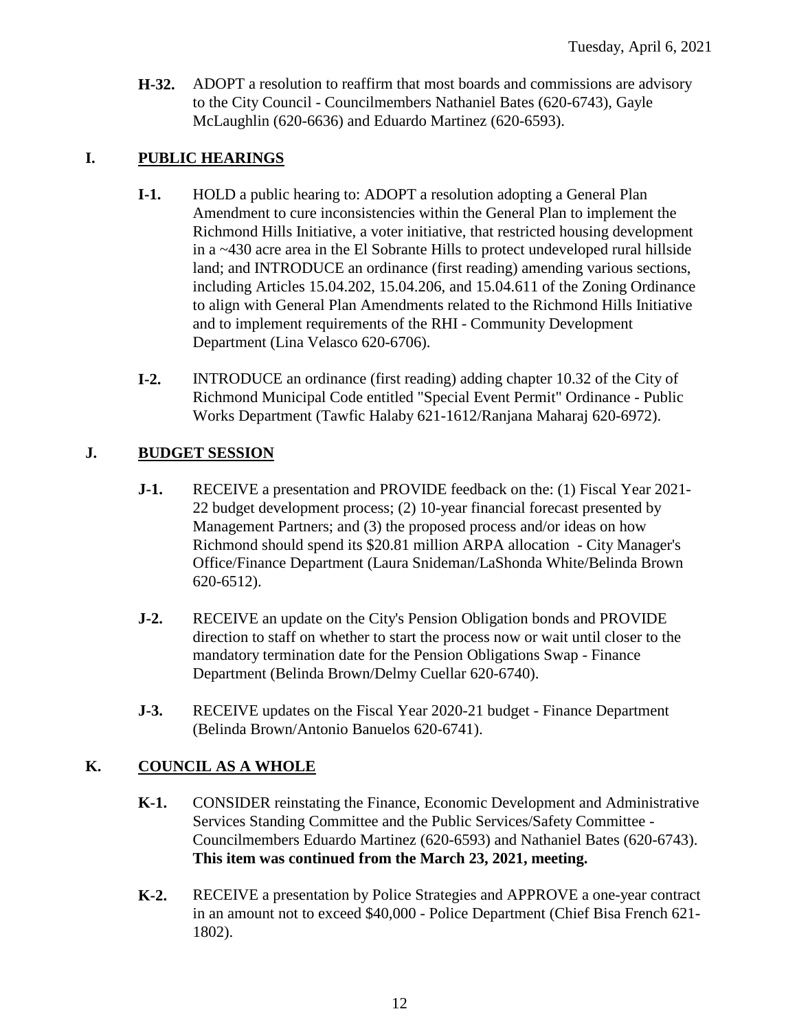**H-32.** ADOPT a resolution to reaffirm that most boards and commissions are advisory to the City Council - Councilmembers Nathaniel Bates (620-6743), Gayle McLaughlin (620-6636) and Eduardo Martinez (620-6593).

## I. PUBLIC HEARINGS

**I-1.** HOLD a public hearing to: ADOPT a resolution adopting a General Plan Amendment to cure inconsistencies within the General Plan to implement the Richmond Hills Initiative, a voter initiative, that restricted housing development in a ~430 acre area in the El Sobrante Hills to protect undeveloped rural hillside land; and INTRODUCE an ordinance (first reading) amending various sections, including Articles 15.04.202, 15.04.206, and 15.04.611 of the Zoning Ordinance to align with General Plan Amendments related to the Richmond Hills Initiative and to implement requirements of the RHI - Community Development Department (Lina Velasco 620-6706).

**I-2.** INTRODUCE an ordinance (first reading) adding chapter 10.32 of the City of Richmond Municipal Code entitled "Special Event Permit" Ordinance - Public Works Department (Tawfic Halaby 621-1612/Ranjana Maharaj 620-6972).

## J. BUDGET SESSION

**J-1.** RECEIVE a presentation and PROVIDE feedback on the: (1) Fiscal Year 2021-22 budget development process; (2) 10-year financial forecast presented by Management Partners; and (3) the proposed process and/or ideas on how Richmond should spend its $20.81 million ARPA allocation - City Manager's Office/Finance Department (Laura Snideman/LaShonda White/Belinda Brown 620-6512).

**J-2.** RECEIVE an update on the City's Pension Obligation bonds and PROVIDE direction to staff on whether to start the process now or wait until closer to the mandatory termination date for the Pension Obligations Swap - Finance Department (Belinda Brown/Delmy Cuellar 620-6740).

**J-3.** RECEIVE updates on the Fiscal Year 2020-21 budget - Finance Department (Belinda Brown/Antonio Banuelos 620-6741).

## K. COUNCIL AS A WHOLE

**K-1.** CONSIDER reinstating the Finance, Economic Development and Administrative Services Standing Committee and the Public Services/Safety Committee - Councilmembers Eduardo Martinez (620-6593) and Nathaniel Bates (620-6743). **This item was continued from the March 23, 2021, meeting.**

**K-2.** RECEIVE a presentation by Police Strategies and APPROVE a one-year contract in an amount not to exceed $40,000 - Police Department (Chief Bisa French 621-1802).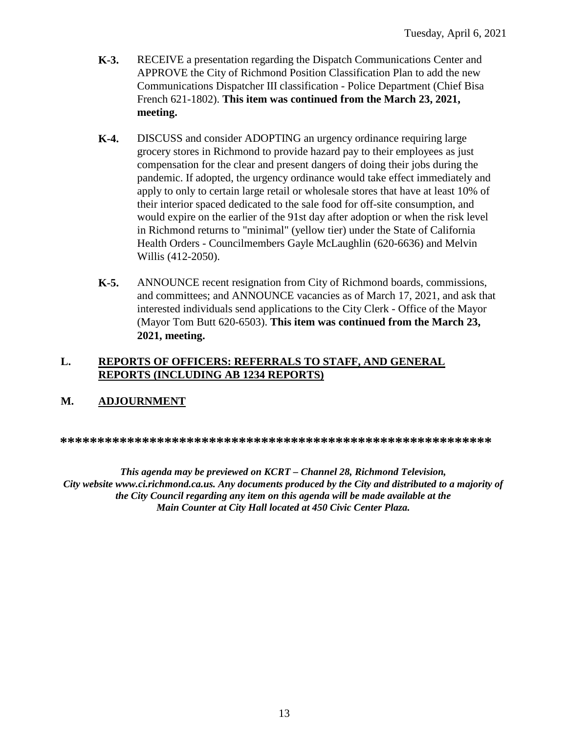- **K-3.** RECEIVE a presentation regarding the Dispatch Communications Center and APPROVE the City of Richmond Position Classification Plan to add the new Communications Dispatcher III classification - Police Department (Chief Bisa French 621-1802). **This item was continued from the March 23, 2021, meeting.**

- **K-4.** DISCUSS and consider ADOPTING an urgency ordinance requiring large grocery stores in Richmond to provide hazard pay to their employees as just compensation for the clear and present dangers of doing their jobs during the pandemic. If adopted, the urgency ordinance would take effect immediately and apply to only to certain large retail or wholesale stores that have at least 10% of their interior spaced dedicated to the sale food for off-site consumption, and would expire on the earlier of the 91st day after adoption or when the risk level in Richmond returns to "minimal" (yellow tier) under the State of California Health Orders - Councilmembers Gayle McLaughlin (620-6636) and Melvin Willis (412-2050).

- **K-5.** ANNOUNCE recent resignation from City of Richmond boards, commissions, and committees; and ANNOUNCE vacancies as of March 17, 2021, and ask that interested individuals send applications to the City Clerk - Office of the Mayor (Mayor Tom Butt 620-6503). **This item was continued from the March 23, 2021, meeting.**

## L. REPORTS OF OFFICERS: REFERRALS TO STAFF, AND GENERAL REPORTS (INCLUDING AB 1234 REPORTS)

## M. ADJOURNMENT

**\*\*\*\*\*\*\*\*\*\*\*\*\*\*\*\*\*\*\*\*\*\*\*\*\*\*\*\*\*\*\*\*\*\*\*\*\*\*\*\*\*\*\*\*\*\*\*\*\*\*\*\*\*\*\*\***

***This agenda may be previewed on KCRT – Channel 28, Richmond Television, City website www.ci.richmond.ca.us. Any documents produced by the City and distributed to a majority of the City Council regarding any item on this agenda will be made available at the Main Counter at City Hall located at 450 Civic Center Plaza.***